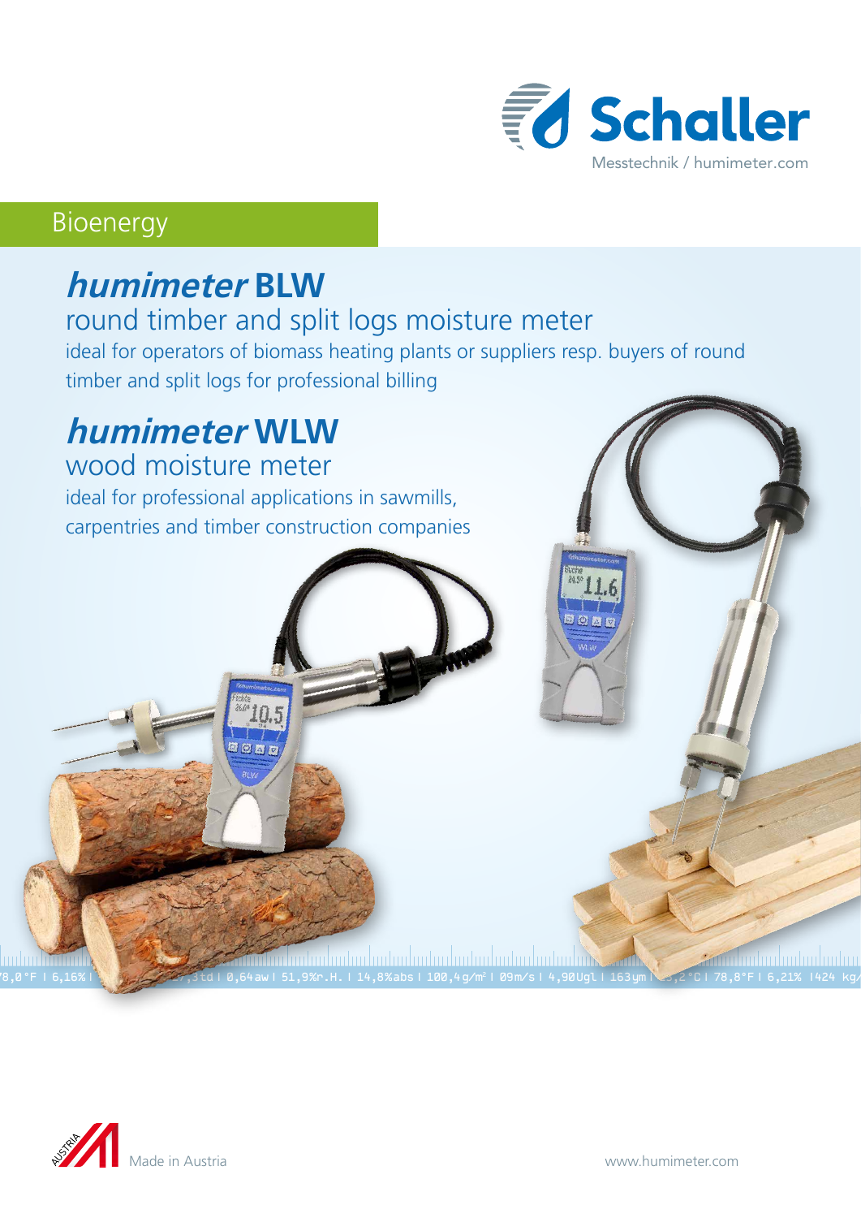Schaller

Messtechnik / humimeter.com

Bioenergy

# *humimeter* BLW

## round timber and split logs moisture meter

ideal for operators of biomass heating plants or suppliers resp. buyers of round timber and split logs for professional billing

# *humimeter* WLW

## wood moisture meter

ideal for professional applications in sawmills, carpentries and timber construction companies

Made in Austria

www.humimeter.com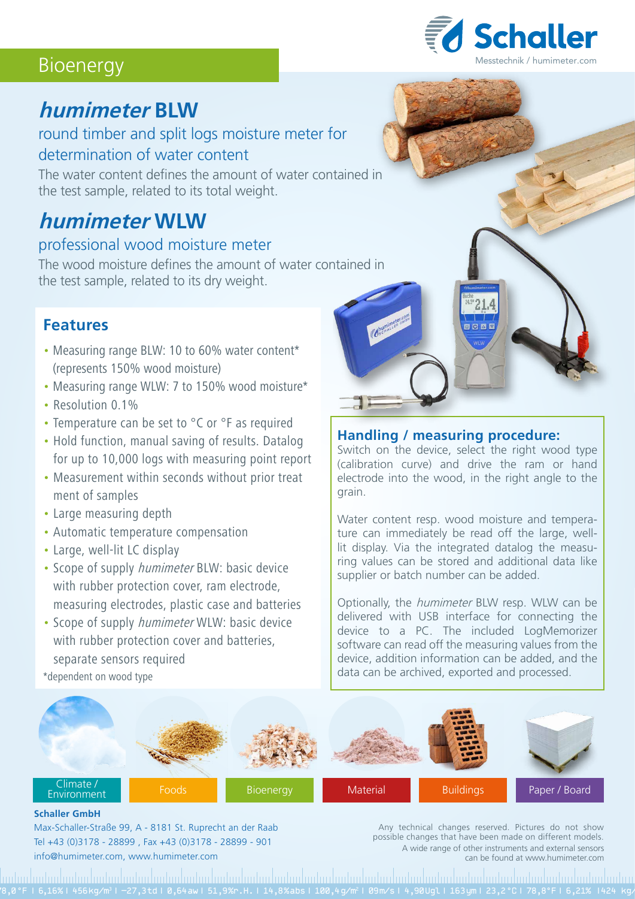Bioenergy

# *humimeter* BLW

## round timber and split logs moisture meter for determination of water content

The water content defines the amount of water contained in the test sample, related to its total weight.

# *humimeter* WLW

## professional wood moisture meter

The wood moisture defines the amount of water contained in the test sample, related to its dry weight.

### Features

- Measuring range BLW: 10 to 60% water content* (represents 150% wood moisture)
- Measuring range WLW: 7 to 150% wood moisture*
- Resolution 0.1%
- Temperature can be set to °C or °F as required
- Hold function, manual saving of results. Datalog for up to 10,000 logs with measuring point report
- Measurement within seconds without prior treat ment of samples
- Large measuring depth
- Automatic temperature compensation
- Large, well-lit LC display
- Scope of supply *humimeter* BLW: basic device with rubber protection cover, ram electrode, measuring electrodes, plastic case and batteries
- Scope of supply *humimeter* WLW: basic device with rubber protection cover and batteries, separate sensors required

*dependent on wood type

### Handling / measuring procedure:

Switch on the device, select the right wood type (calibration curve) and drive the ram or hand electrode into the wood, in the right angle to the grain.

Water content resp. wood moisture and temperature can immediately be read off the large, well-lit display. Via the integrated datalog the measuring values can be stored and additional data like supplier or batch number can be added.

Optionally, the *humimeter* BLW resp. WLW can be delivered with USB interface for connecting the device to a PC. The included LogMemorizer software can read off the measuring values from the device, addition information can be added, and the data can be archived, exported and processed.

Climate / Environment | Foods | Bioenergy | Material | Buildings | Paper / Board

**Schaller GmbH**
Max-Schaller-Straße 99, A - 8181 St. Ruprecht an der Raab
Tel +43 (0)3178 - 28899 , Fax +43 (0)3178 - 28899 - 901
info@humimeter.com, www.humimeter.com

Any technical changes reserved. Pictures do not show possible changes that have been made on different models. A wide range of other instruments and external sensors can be found at www.humimeter.com